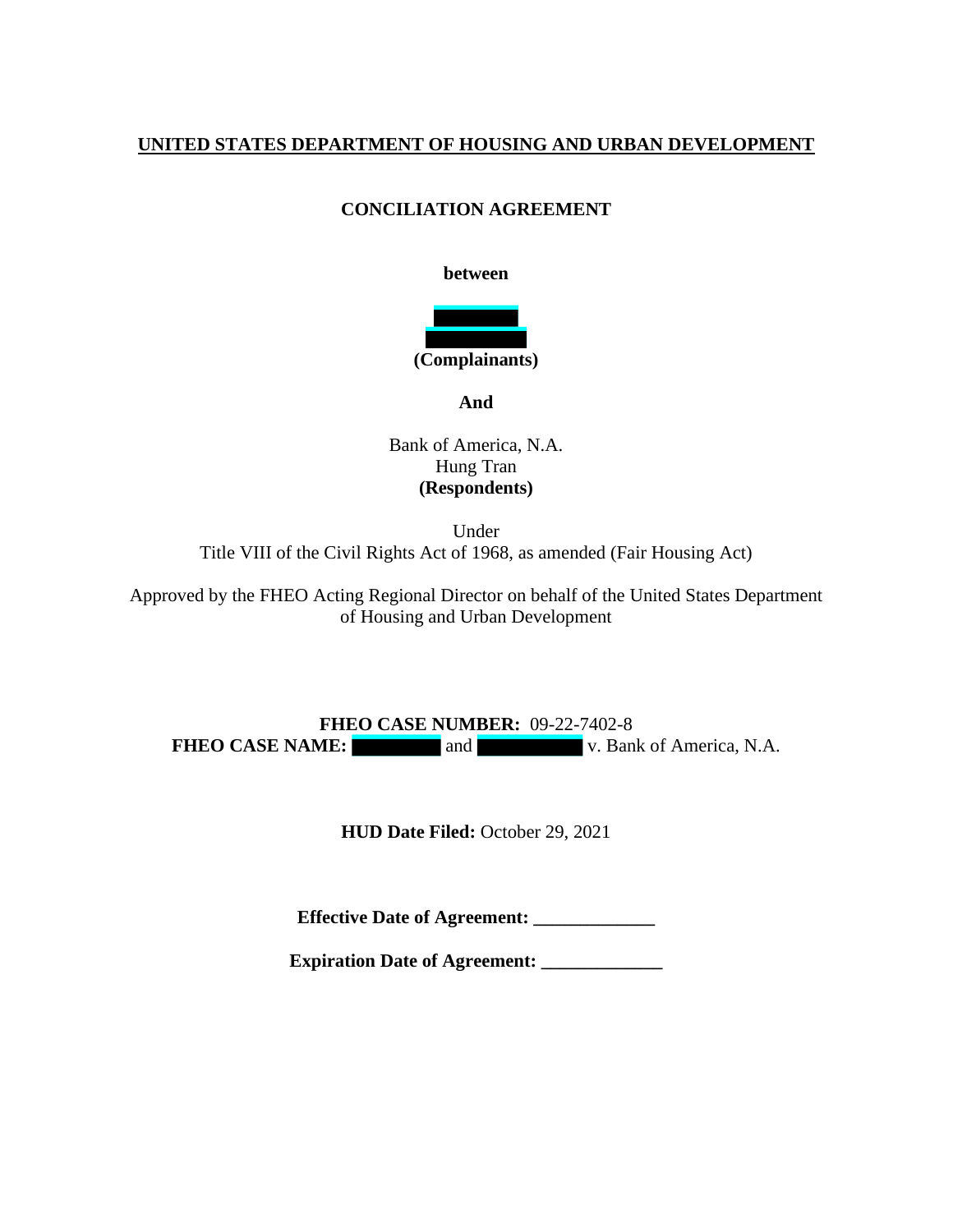**UNITED STATES DEPARTMENT OF HOUSING AND URBAN DEVELOPMENT**

**CONCILIATION AGREEMENT**

**between**

**(Complainants)**

**And**

Bank of America, N.A.
Hung Tran
**(Respondents)**

Under
Title VIII of the Civil Rights Act of 1968, as amended (Fair Housing Act)

Approved by the FHEO Acting Regional Director on behalf of the United States Department of Housing and Urban Development

**FHEO CASE NUMBER:** 09-22-7402-8
**FHEO CASE NAME:** and v. Bank of America, N.A.

**HUD Date Filed:** October 29, 2021

**Effective Date of Agreement:** _____________

**Expiration Date of Agreement:** _____________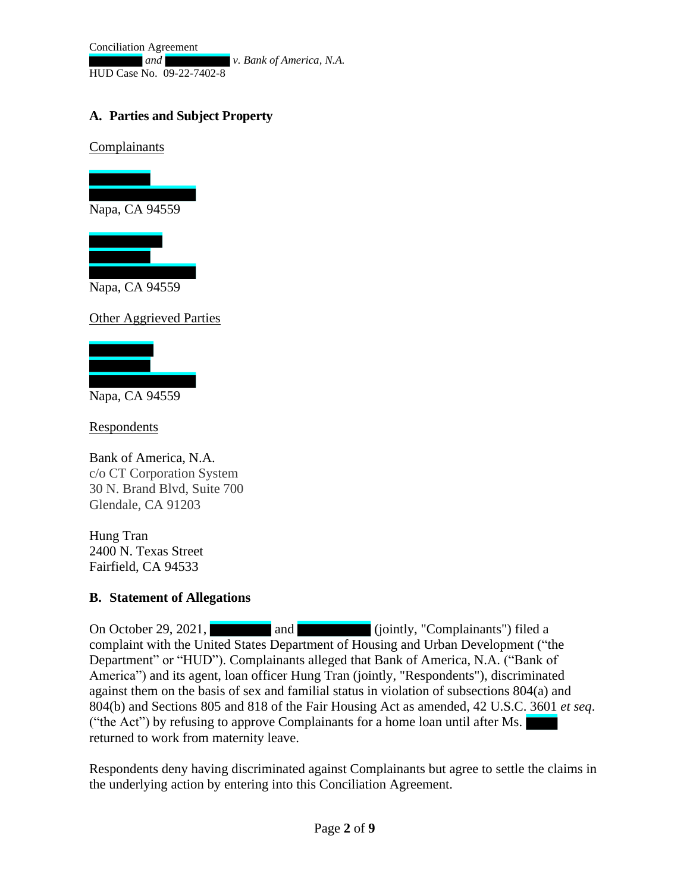## A. Parties and Subject Property

Complainants

Napa, CA 94559

Napa, CA 94559

Other Aggrieved Parties

Napa, CA 94559

Respondents

Bank of America, N.A.
c/o CT Corporation System
30 N. Brand Blvd, Suite 700
Glendale, CA 91203

Hung Tran
2400 N. Texas Street
Fairfield, CA 94533

## B. Statement of Allegations

On October 29, 2021, and (jointly, "Complainants") filed a complaint with the United States Department of Housing and Urban Development ("the Department" or "HUD"). Complainants alleged that Bank of America, N.A. ("Bank of America") and its agent, loan officer Hung Tran (jointly, "Respondents"), discriminated against them on the basis of sex and familial status in violation of subsections 804(a) and 804(b) and Sections 805 and 818 of the Fair Housing Act as amended, 42 U.S.C. 3601 *et seq*. ("the Act") by refusing to approve Complainants for a home loan until after Ms. returned to work from maternity leave.

Respondents deny having discriminated against Complainants but agree to settle the claims in the underlying action by entering into this Conciliation Agreement.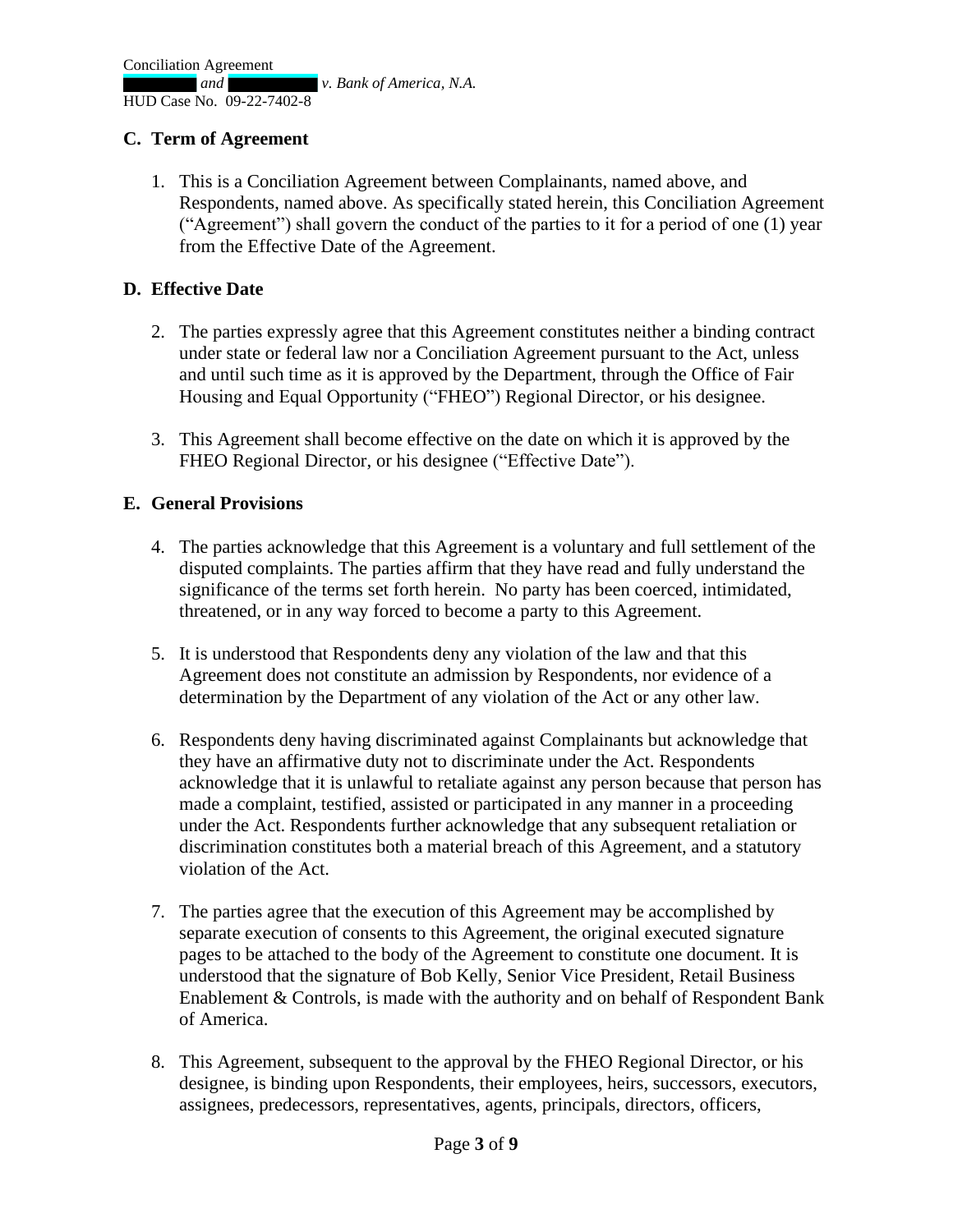### C. Term of Agreement

1. This is a Conciliation Agreement between Complainants, named above, and Respondents, named above. As specifically stated herein, this Conciliation Agreement ("Agreement") shall govern the conduct of the parties to it for a period of one (1) year from the Effective Date of the Agreement.

### D. Effective Date

2. The parties expressly agree that this Agreement constitutes neither a binding contract under state or federal law nor a Conciliation Agreement pursuant to the Act, unless and until such time as it is approved by the Department, through the Office of Fair Housing and Equal Opportunity ("FHEO") Regional Director, or his designee.

3. This Agreement shall become effective on the date on which it is approved by the FHEO Regional Director, or his designee ("Effective Date").

### E. General Provisions

4. The parties acknowledge that this Agreement is a voluntary and full settlement of the disputed complaints. The parties affirm that they have read and fully understand the significance of the terms set forth herein. No party has been coerced, intimidated, threatened, or in any way forced to become a party to this Agreement.

5. It is understood that Respondents deny any violation of the law and that this Agreement does not constitute an admission by Respondents, nor evidence of a determination by the Department of any violation of the Act or any other law.

6. Respondents deny having discriminated against Complainants but acknowledge that they have an affirmative duty not to discriminate under the Act. Respondents acknowledge that it is unlawful to retaliate against any person because that person has made a complaint, testified, assisted or participated in any manner in a proceeding under the Act. Respondents further acknowledge that any subsequent retaliation or discrimination constitutes both a material breach of this Agreement, and a statutory violation of the Act.

7. The parties agree that the execution of this Agreement may be accomplished by separate execution of consents to this Agreement, the original executed signature pages to be attached to the body of the Agreement to constitute one document. It is understood that the signature of Bob Kelly, Senior Vice President, Retail Business Enablement & Controls, is made with the authority and on behalf of Respondent Bank of America.

8. This Agreement, subsequent to the approval by the FHEO Regional Director, or his designee, is binding upon Respondents, their employees, heirs, successors, executors, assignees, predecessors, representatives, agents, principals, directors, officers,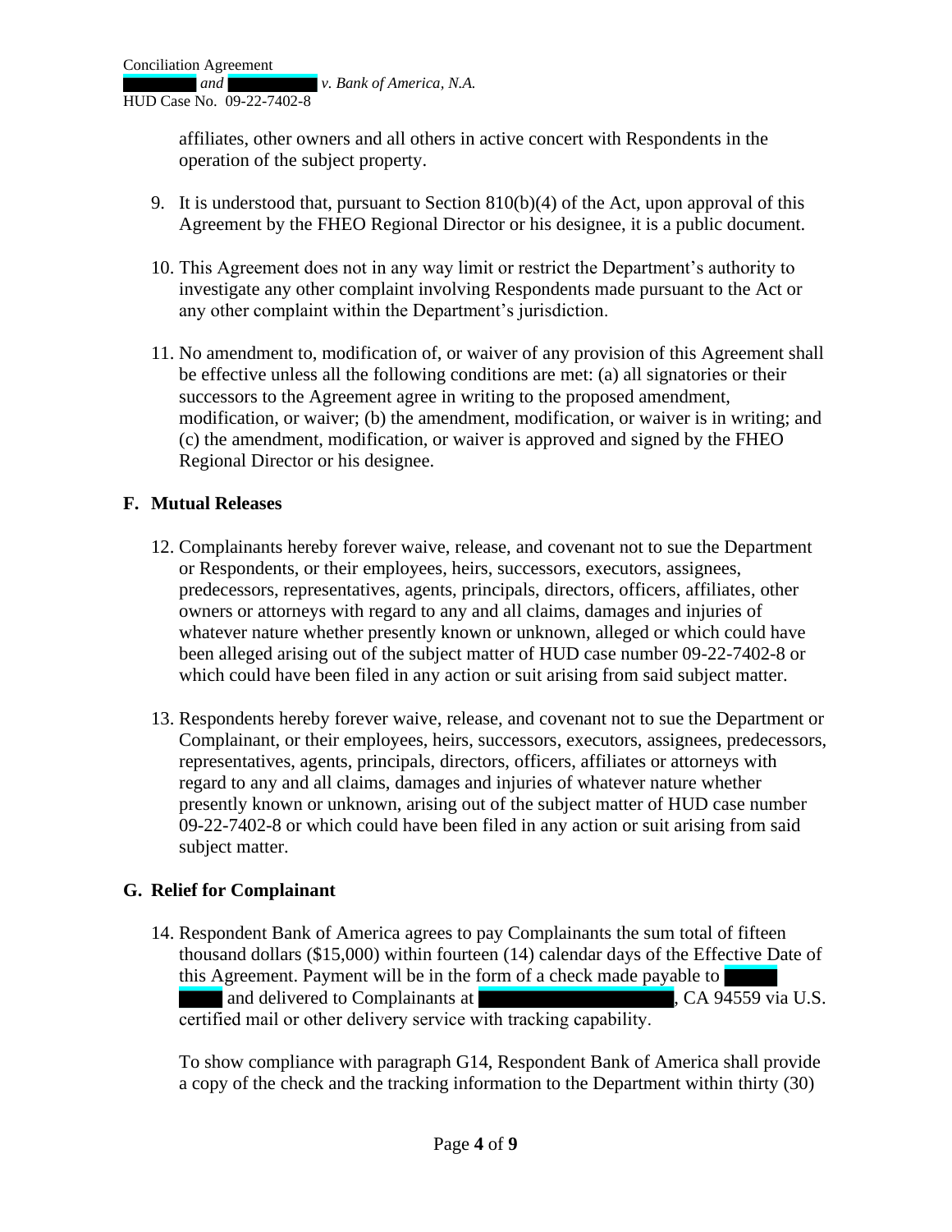affiliates, other owners and all others in active concert with Respondents in the operation of the subject property.

9. It is understood that, pursuant to Section 810(b)(4) of the Act, upon approval of this Agreement by the FHEO Regional Director or his designee, it is a public document.

10. This Agreement does not in any way limit or restrict the Department's authority to investigate any other complaint involving Respondents made pursuant to the Act or any other complaint within the Department's jurisdiction.

11. No amendment to, modification of, or waiver of any provision of this Agreement shall be effective unless all the following conditions are met: (a) all signatories or their successors to the Agreement agree in writing to the proposed amendment, modification, or waiver; (b) the amendment, modification, or waiver is in writing; and (c) the amendment, modification, or waiver is approved and signed by the FHEO Regional Director or his designee.

## F. Mutual Releases

12. Complainants hereby forever waive, release, and covenant not to sue the Department or Respondents, or their employees, heirs, successors, executors, assignees, predecessors, representatives, agents, principals, directors, officers, affiliates, other owners or attorneys with regard to any and all claims, damages and injuries of whatever nature whether presently known or unknown, alleged or which could have been alleged arising out of the subject matter of HUD case number 09-22-7402-8 or which could have been filed in any action or suit arising from said subject matter.

13. Respondents hereby forever waive, release, and covenant not to sue the Department or Complainant, or their employees, heirs, successors, executors, assignees, predecessors, representatives, agents, principals, directors, officers, affiliates or attorneys with regard to any and all claims, damages and injuries of whatever nature whether presently known or unknown, arising out of the subject matter of HUD case number 09-22-7402-8 or which could have been filed in any action or suit arising from said subject matter.

## G. Relief for Complainant

14. Respondent Bank of America agrees to pay Complainants the sum total of fifteen thousand dollars ($15,000) within fourteen (14) calendar days of the Effective Date of this Agreement. Payment will be in the form of a check made payable to [REDACTED] and delivered to Complainants at [REDACTED], CA 94559 via U.S. certified mail or other delivery service with tracking capability.

    To show compliance with paragraph G14, Respondent Bank of America shall provide a copy of the check and the tracking information to the Department within thirty (30)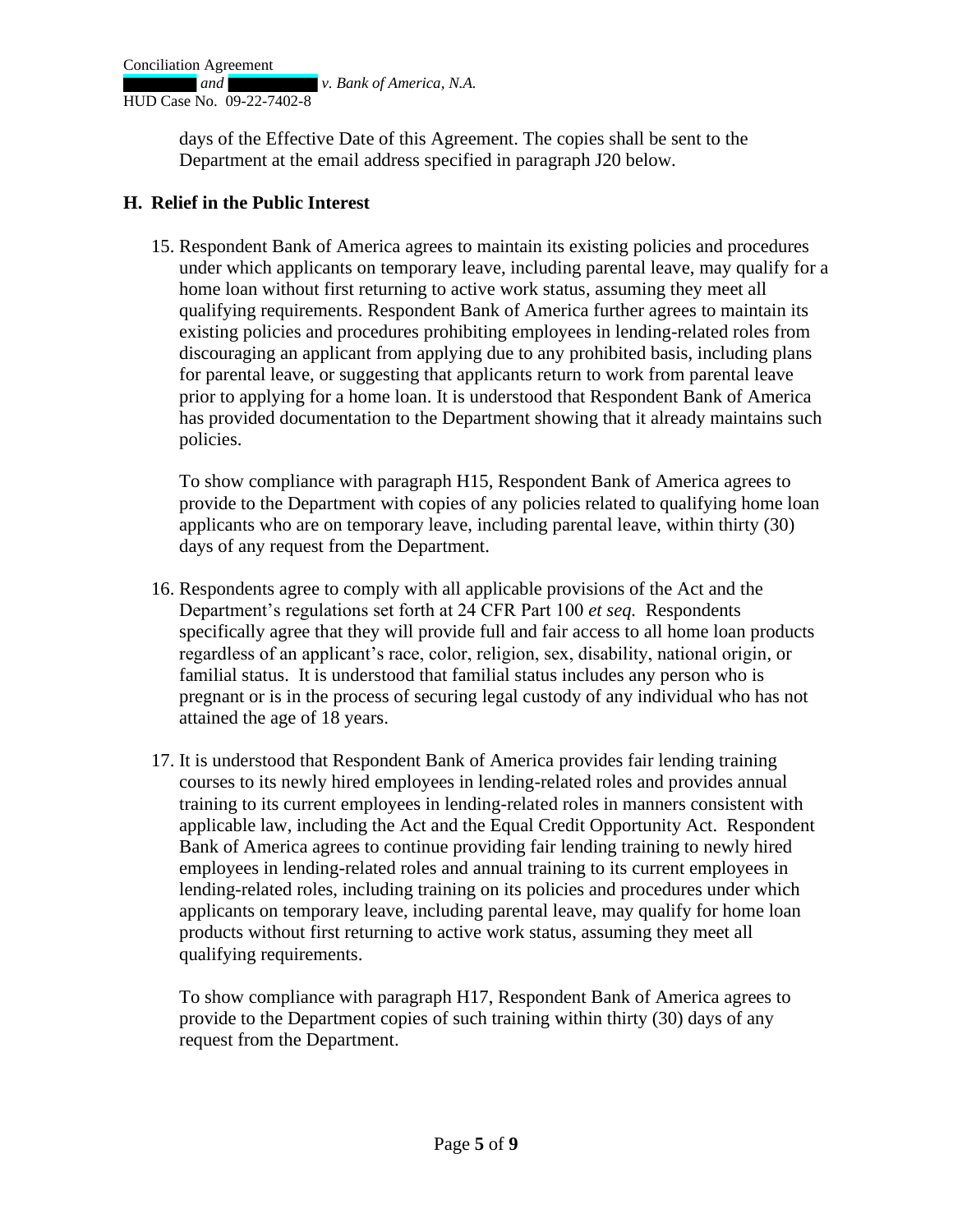days of the Effective Date of this Agreement. The copies shall be sent to the Department at the email address specified in paragraph J20 below.

## H. Relief in the Public Interest

15. Respondent Bank of America agrees to maintain its existing policies and procedures under which applicants on temporary leave, including parental leave, may qualify for a home loan without first returning to active work status, assuming they meet all qualifying requirements. Respondent Bank of America further agrees to maintain its existing policies and procedures prohibiting employees in lending-related roles from discouraging an applicant from applying due to any prohibited basis, including plans for parental leave, or suggesting that applicants return to work from parental leave prior to applying for a home loan. It is understood that Respondent Bank of America has provided documentation to the Department showing that it already maintains such policies.

    To show compliance with paragraph H15, Respondent Bank of America agrees to provide to the Department with copies of any policies related to qualifying home loan applicants who are on temporary leave, including parental leave, within thirty (30) days of any request from the Department.

16. Respondents agree to comply with all applicable provisions of the Act and the Department's regulations set forth at 24 CFR Part 100 *et seq.* Respondents specifically agree that they will provide full and fair access to all home loan products regardless of an applicant's race, color, religion, sex, disability, national origin, or familial status. It is understood that familial status includes any person who is pregnant or is in the process of securing legal custody of any individual who has not attained the age of 18 years.

17. It is understood that Respondent Bank of America provides fair lending training courses to its newly hired employees in lending-related roles and provides annual training to its current employees in lending-related roles in manners consistent with applicable law, including the Act and the Equal Credit Opportunity Act. Respondent Bank of America agrees to continue providing fair lending training to newly hired employees in lending-related roles and annual training to its current employees in lending-related roles, including training on its policies and procedures under which applicants on temporary leave, including parental leave, may qualify for home loan products without first returning to active work status, assuming they meet all qualifying requirements.

    To show compliance with paragraph H17, Respondent Bank of America agrees to provide to the Department copies of such training within thirty (30) days of any request from the Department.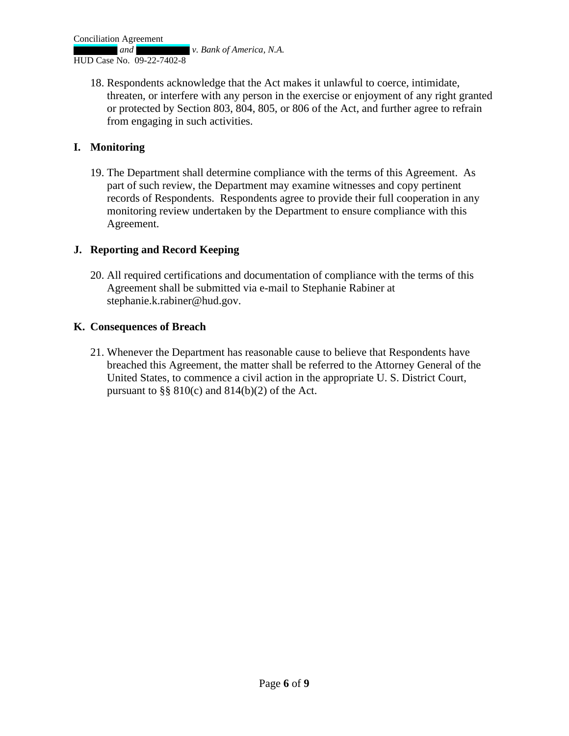18. Respondents acknowledge that the Act makes it unlawful to coerce, intimidate, threaten, or interfere with any person in the exercise or enjoyment of any right granted or protected by Section 803, 804, 805, or 806 of the Act, and further agree to refrain from engaging in such activities.

## I. Monitoring

19. The Department shall determine compliance with the terms of this Agreement. As part of such review, the Department may examine witnesses and copy pertinent records of Respondents. Respondents agree to provide their full cooperation in any monitoring review undertaken by the Department to ensure compliance with this Agreement.

## J. Reporting and Record Keeping

20. All required certifications and documentation of compliance with the terms of this Agreement shall be submitted via e-mail to Stephanie Rabiner at stephanie.k.rabiner@hud.gov.

## K. Consequences of Breach

21. Whenever the Department has reasonable cause to believe that Respondents have breached this Agreement, the matter shall be referred to the Attorney General of the United States, to commence a civil action in the appropriate U. S. District Court, pursuant to §§ 810(c) and 814(b)(2) of the Act.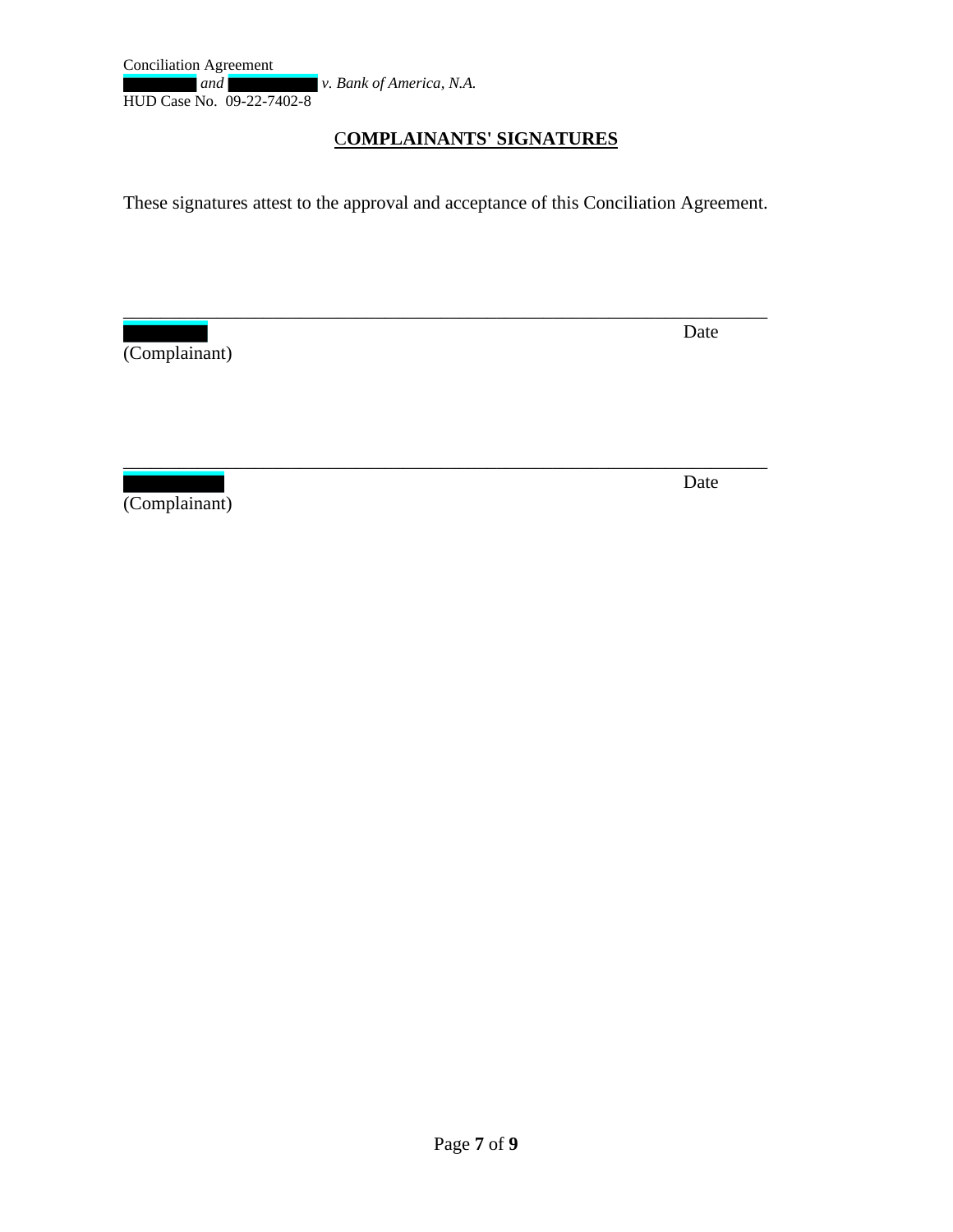## COMPLAINANTS' SIGNATURES

These signatures attest to the approval and acceptance of this Conciliation Agreement.

\_\_\_\_\_\_\_\_\_\_\_\_\_\_\_\_\_\_\_\_\_\_\_\_\_\_\_\_\_\_\_\_\_\_\_\_\_\_\_\_\_\_\_\_\_\_\_\_\_\_\_\_\_\_\_\_\_\_\_\_\_\_\_\_

[REDACTED] Date
(Complainant)

\_\_\_\_\_\_\_\_\_\_\_\_\_\_\_\_\_\_\_\_\_\_\_\_\_\_\_\_\_\_\_\_\_\_\_\_\_\_\_\_\_\_\_\_\_\_\_\_\_\_\_\_\_\_\_\_\_\_\_\_\_\_\_\_

[REDACTED] Date
(Complainant)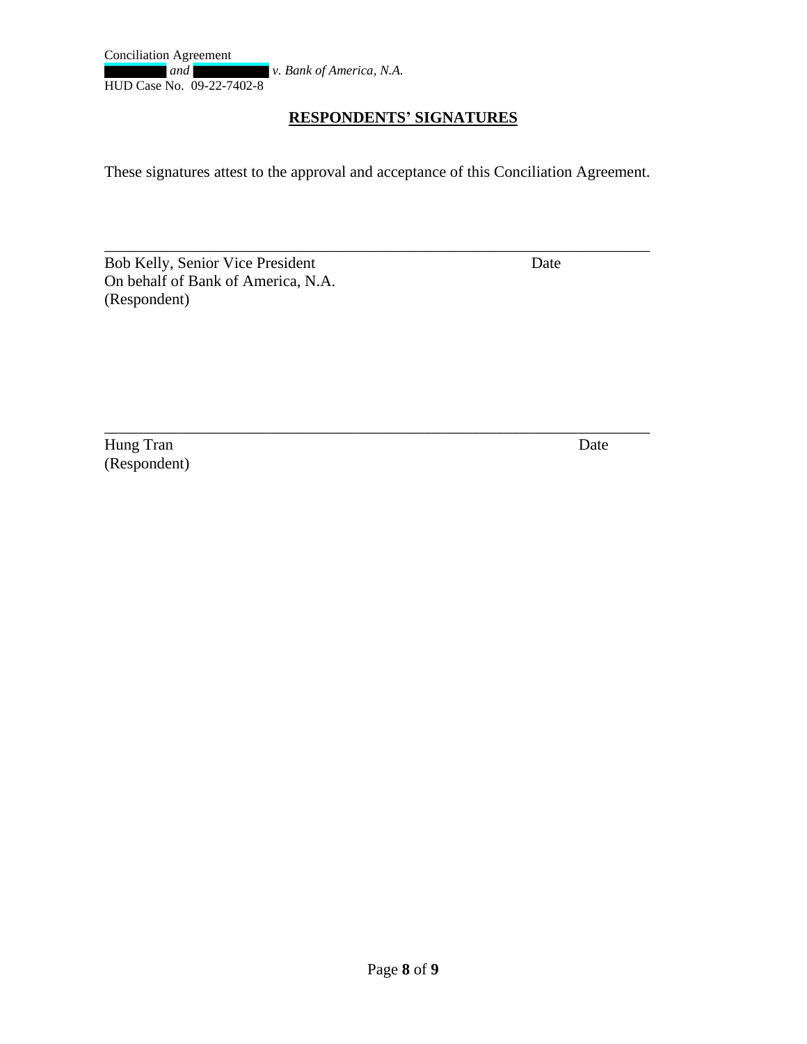## RESPONDENTS' SIGNATURES

These signatures attest to the approval and acceptance of this Conciliation Agreement.

\_\_\_\_\_\_\_\_\_\_\_\_\_\_\_\_\_\_\_\_\_\_\_\_\_\_\_\_\_\_\_\_\_\_\_\_\_\_\_\_\_\_\_\_\_\_\_\_\_\_\_\_\_\_\_\_\_\_\_\_\_\_\_\_\_\_

Bob Kelly, Senior Vice President Date
On behalf of Bank of America, N.A.
(Respondent)

\_\_\_\_\_\_\_\_\_\_\_\_\_\_\_\_\_\_\_\_\_\_\_\_\_\_\_\_\_\_\_\_\_\_\_\_\_\_\_\_\_\_\_\_\_\_\_\_\_\_\_\_\_\_\_\_\_\_\_\_\_\_\_\_\_\_

Hung Tran Date
(Respondent)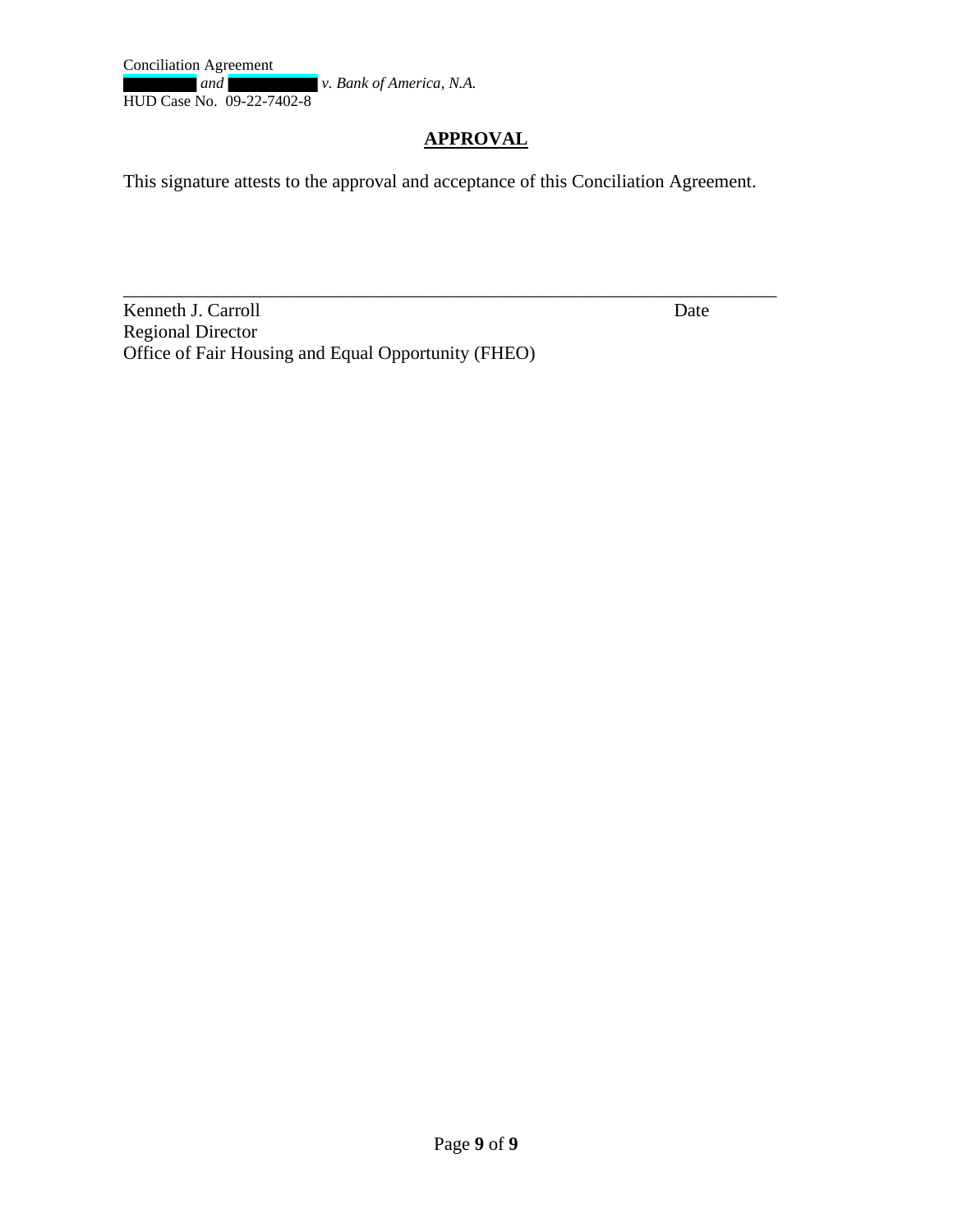## APPROVAL

This signature attests to the approval and acceptance of this Conciliation Agreement.

\_\_\_\_\_\_\_\_\_\_\_\_\_\_\_\_\_\_\_\_\_\_\_\_\_\_\_\_\_\_\_\_\_\_\_\_\_\_\_\_\_\_\_\_\_\_\_\_\_\_\_\_\_\_\_\_\_\_\_\_\_\_\_\_

Kenneth J. Carroll                                        Date
Regional Director
Office of Fair Housing and Equal Opportunity (FHEO)